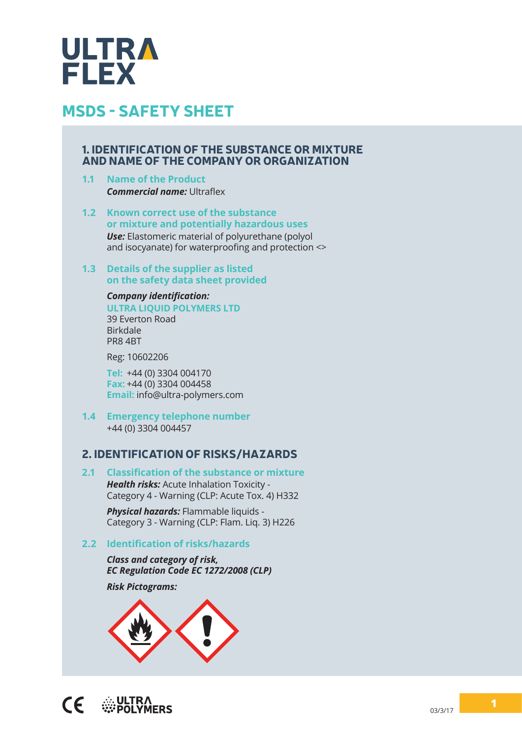# ULTRA FLEX

## MSDS - SAFETY SHEET

### 1. IDENTIFICATION OF THE SUBSTANCE OR MIXTURE AND NAME OF THE COMPANY OR ORGANIZATION

**1.1 Name of the Product**

***Commercial name:*** Ultraflex

**1.2 Known correct use of the substance or mixture and potentially hazardous uses**

***Use:*** Elastomeric material of polyurethane (polyol and isocyanate) for waterproofing and protection <>

**1.3 Details of the supplier as listed on the safety data sheet provided**

***Company identification:***
ULTRA LIQUID POLYMERS LTD
39 Everton Road
Birkdale
PR8 4BT

Reg: 10602206

**Tel:** +44 (0) 3304 004170
**Fax:** +44 (0) 3304 004458
**Email:** info@ultra-polymers.com

**1.4 Emergency telephone number**

+44 (0) 3304 004457

### 2. IDENTIFICATION OF RISKS/HAZARDS

**2.1 Classification of the substance or mixture**

***Health risks:*** Acute Inhalation Toxicity - Category 4 - Warning (CLP: Acute Tox. 4) H332

***Physical hazards:*** Flammable liquids - Category 3 - Warning (CLP: Flam. Liq. 3) H226

**2.2 Identification of risks/hazards**

***Class and category of risk, EC Regulation Code EC 1272/2008 (CLP)***

***Risk Pictograms:***

03/3/17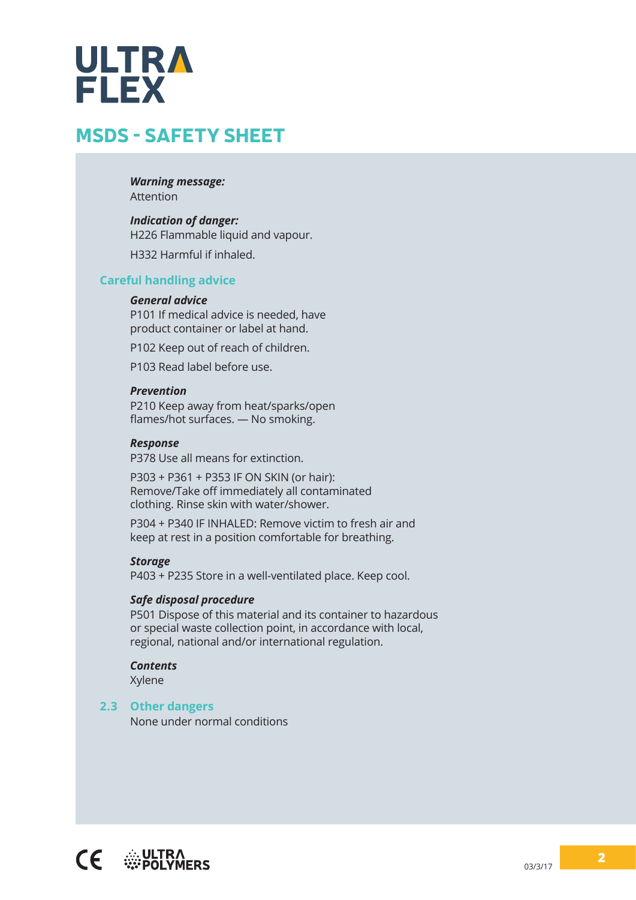ULTRA FLEX

# MSDS - SAFETY SHEET

***Warning message:***
Attention

***Indication of danger:***
H226 Flammable liquid and vapour.

H332 Harmful if inhaled.

### Careful handling advice

***General advice***
P101 If medical advice is needed, have product container or label at hand.

P102 Keep out of reach of children.

P103 Read label before use.

***Prevention***
P210 Keep away from heat/sparks/open flames/hot surfaces. — No smoking.

***Response***
P378 Use all means for extinction.

P303 + P361 + P353 IF ON SKIN (or hair): Remove/Take off immediately all contaminated clothing. Rinse skin with water/shower.

P304 + P340 IF INHALED: Remove victim to fresh air and keep at rest in a position comfortable for breathing.

***Storage***
P403 + P235 Store in a well-ventilated place. Keep cool.

***Safe disposal procedure***
P501 Dispose of this material and its container to hazardous or special waste collection point, in accordance with local, regional, national and/or international regulation.

***Contents***
Xylene

### 2.3 Other dangers

None under normal conditions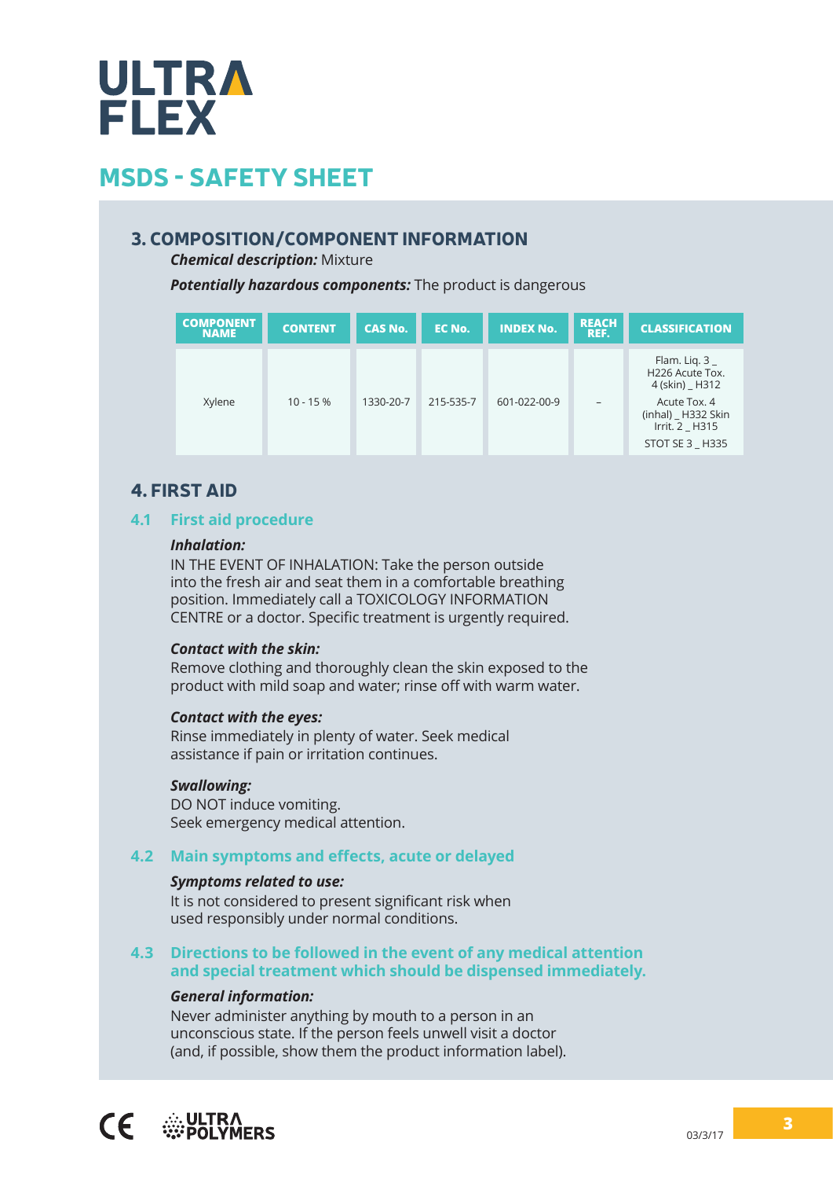# ULTRA FLEX

## MSDS - SAFETY SHEET

### 3. COMPOSITION/COMPONENT INFORMATION

***Chemical description:*** Mixture

***Potentially hazardous components:*** The product is dangerous

| COMPONENT NAME | CONTENT | CAS No. | EC No. | INDEX No. | REACH REF. | CLASSIFICATION |
|---|---|---|---|---|---|---|
| Xylene | 10 - 15 % | 1330-20-7 | 215-535-7 | 601-022-00-9 | – | Flam. Liq. 3 _ H226 Acute Tox. 4 (skin) _ H312 Acute Tox. 4 (inhal) _ H332 Skin Irrit. 2 _ H315 STOT SE 3 _ H335 |

### 4. FIRST AID

#### 4.1 First aid procedure

***Inhalation:***
IN THE EVENT OF INHALATION: Take the person outside into the fresh air and seat them in a comfortable breathing position. Immediately call a TOXICOLOGY INFORMATION CENTRE or a doctor. Specific treatment is urgently required.

***Contact with the skin:***
Remove clothing and thoroughly clean the skin exposed to the product with mild soap and water; rinse off with warm water.

***Contact with the eyes:***
Rinse immediately in plenty of water. Seek medical assistance if pain or irritation continues.

***Swallowing:***
DO NOT induce vomiting.
Seek emergency medical attention.

#### 4.2 Main symptoms and effects, acute or delayed

***Symptoms related to use:***
It is not considered to present significant risk when used responsibly under normal conditions.

#### 4.3 Directions to be followed in the event of any medical attention and special treatment which should be dispensed immediately.

***General information:***
Never administer anything by mouth to a person in an unconscious state. If the person feels unwell visit a doctor (and, if possible, show them the product information label).

CE ULTRA POLYMERS

03/3/17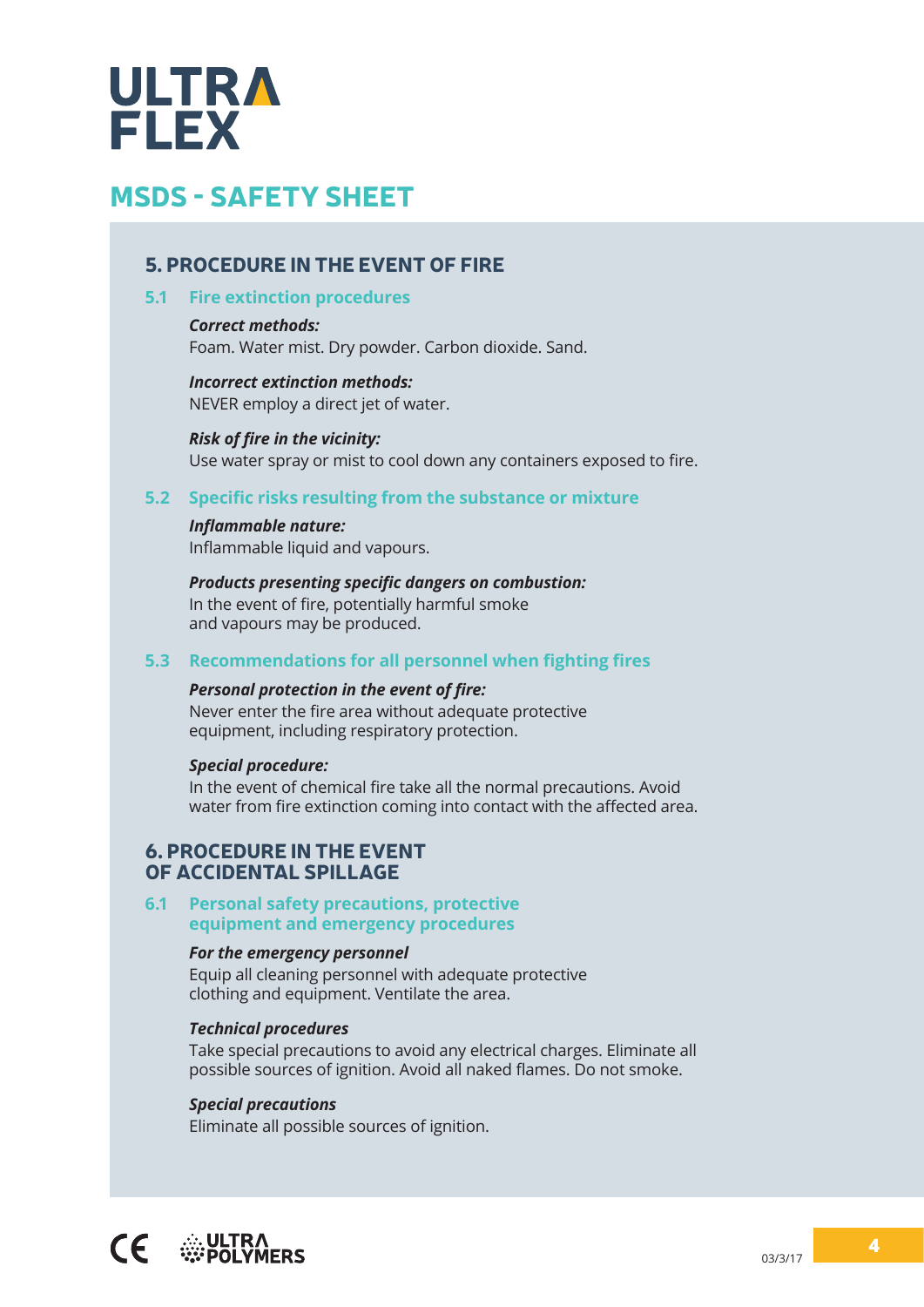# ULTRA FLEX

## MSDS - SAFETY SHEET

### 5. PROCEDURE IN THE EVENT OF FIRE

#### 5.1 Fire extinction procedures

***Correct methods:***
Foam. Water mist. Dry powder. Carbon dioxide. Sand.

***Incorrect extinction methods:***
NEVER employ a direct jet of water.

***Risk of fire in the vicinity:***
Use water spray or mist to cool down any containers exposed to fire.

#### 5.2 Specific risks resulting from the substance or mixture

***Inflammable nature:***
Inflammable liquid and vapours.

***Products presenting specific dangers on combustion:***
In the event of fire, potentially harmful smoke and vapours may be produced.

#### 5.3 Recommendations for all personnel when fighting fires

***Personal protection in the event of fire:***
Never enter the fire area without adequate protective equipment, including respiratory protection.

***Special procedure:***
In the event of chemical fire take all the normal precautions. Avoid water from fire extinction coming into contact with the affected area.

### 6. PROCEDURE IN THE EVENT OF ACCIDENTAL SPILLAGE

#### 6.1 Personal safety precautions, protective equipment and emergency procedures

***For the emergency personnel***
Equip all cleaning personnel with adequate protective clothing and equipment. Ventilate the area.

***Technical procedures***
Take special precautions to avoid any electrical charges. Eliminate all possible sources of ignition. Avoid all naked flames. Do not smoke.

***Special precautions***
Eliminate all possible sources of ignition.

CE ULTRA POLYMERS

03/3/17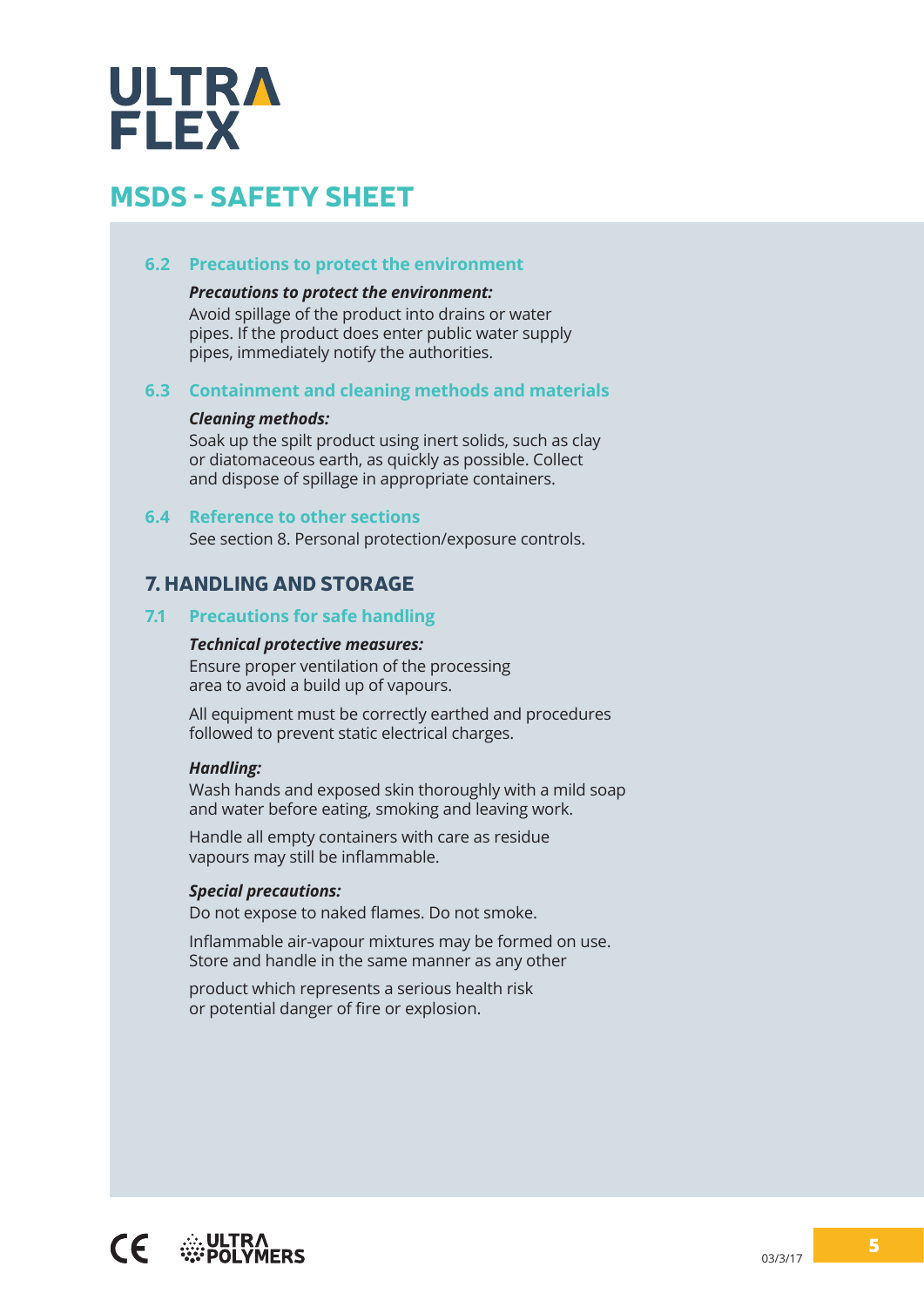# ULTRA FLEX

## MSDS - SAFETY SHEET

### 6.2 Precautions to protect the environment

***Precautions to protect the environment:***
Avoid spillage of the product into drains or water pipes. If the product does enter public water supply pipes, immediately notify the authorities.

### 6.3 Containment and cleaning methods and materials

***Cleaning methods:***
Soak up the spilt product using inert solids, such as clay or diatomaceous earth, as quickly as possible. Collect and dispose of spillage in appropriate containers.

### 6.4 Reference to other sections

See section 8. Personal protection/exposure controls.

## 7. HANDLING AND STORAGE

### 7.1 Precautions for safe handling

***Technical protective measures:***
Ensure proper ventilation of the processing area to avoid a build up of vapours.

All equipment must be correctly earthed and procedures followed to prevent static electrical charges.

***Handling:***
Wash hands and exposed skin thoroughly with a mild soap and water before eating, smoking and leaving work.

Handle all empty containers with care as residue vapours may still be inflammable.

***Special precautions:***
Do not expose to naked flames. Do not smoke.

Inflammable air-vapour mixtures may be formed on use. Store and handle in the same manner as any other

product which represents a serious health risk or potential danger of fire or explosion.

CE ULTRA POLYMERS

03/3/17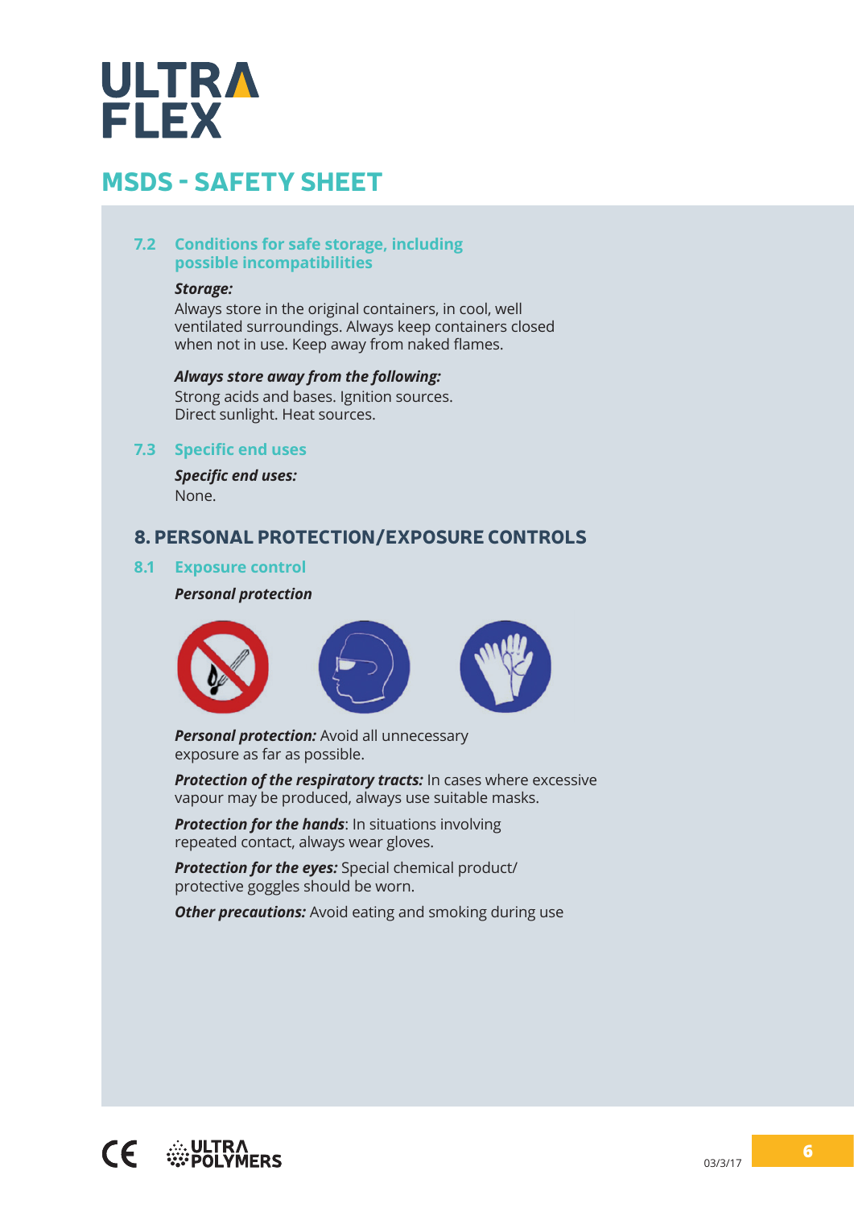# ULTRA FLEX

## MSDS - SAFETY SHEET

### 7.2 Conditions for safe storage, including possible incompatibilities

***Storage:***
Always store in the original containers, in cool, well ventilated surroundings. Always keep containers closed when not in use. Keep away from naked flames.

***Always store away from the following:***
Strong acids and bases. Ignition sources. Direct sunlight. Heat sources.

### 7.3 Specific end uses

***Specific end uses:***
None.

## 8. PERSONAL PROTECTION/EXPOSURE CONTROLS

### 8.1 Exposure control

***Personal protection***

***Personal protection:*** Avoid all unnecessary exposure as far as possible.

***Protection of the respiratory tracts:*** In cases where excessive vapour may be produced, always use suitable masks.

***Protection for the hands***: In situations involving repeated contact, always wear gloves.

***Protection for the eyes:*** Special chemical product/ protective goggles should be worn.

***Other precautions:*** Avoid eating and smoking during use

03/3/17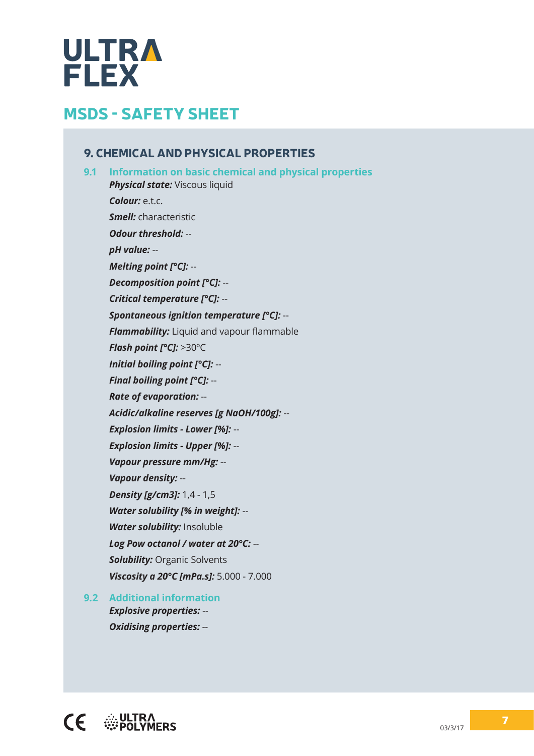# ULTRA FLEX

## MSDS - SAFETY SHEET

### 9. CHEMICAL AND PHYSICAL PROPERTIES

#### 9.1 Information on basic chemical and physical properties

***Physical state:*** Viscous liquid

***Colour:*** e.t.c.

***Smell:*** characteristic

***Odour threshold:*** --

***pH value:*** --

***Melting point [°C]:*** --

***Decomposition point [°C]:*** --

***Critical temperature [°C]:*** --

***Spontaneous ignition temperature [°C]:*** --

***Flammability:*** Liquid and vapour flammable

***Flash point [°C]:*** >30ºC

***Initial boiling point [°C]:*** --

***Final boiling point [°C]:*** --

***Rate of evaporation:*** --

***Acidic/alkaline reserves [g NaOH/100g]:*** --

***Explosion limits - Lower [%]:*** --

***Explosion limits - Upper [%]:*** --

***Vapour pressure mm/Hg:*** --

***Vapour density:*** --

***Density [g/cm3]:*** 1,4 - 1,5

***Water solubility [% in weight]:*** --

***Water solubility:*** Insoluble

***Log Pow octanol / water at 20°C:*** --

***Solubility:*** Organic Solvents

***Viscosity a 20°C [mPa.s]:*** 5.000 - 7.000

#### 9.2 Additional information

***Explosive properties:*** --

***Oxidising properties:*** --

ULTRA POLYMERS

03/3/17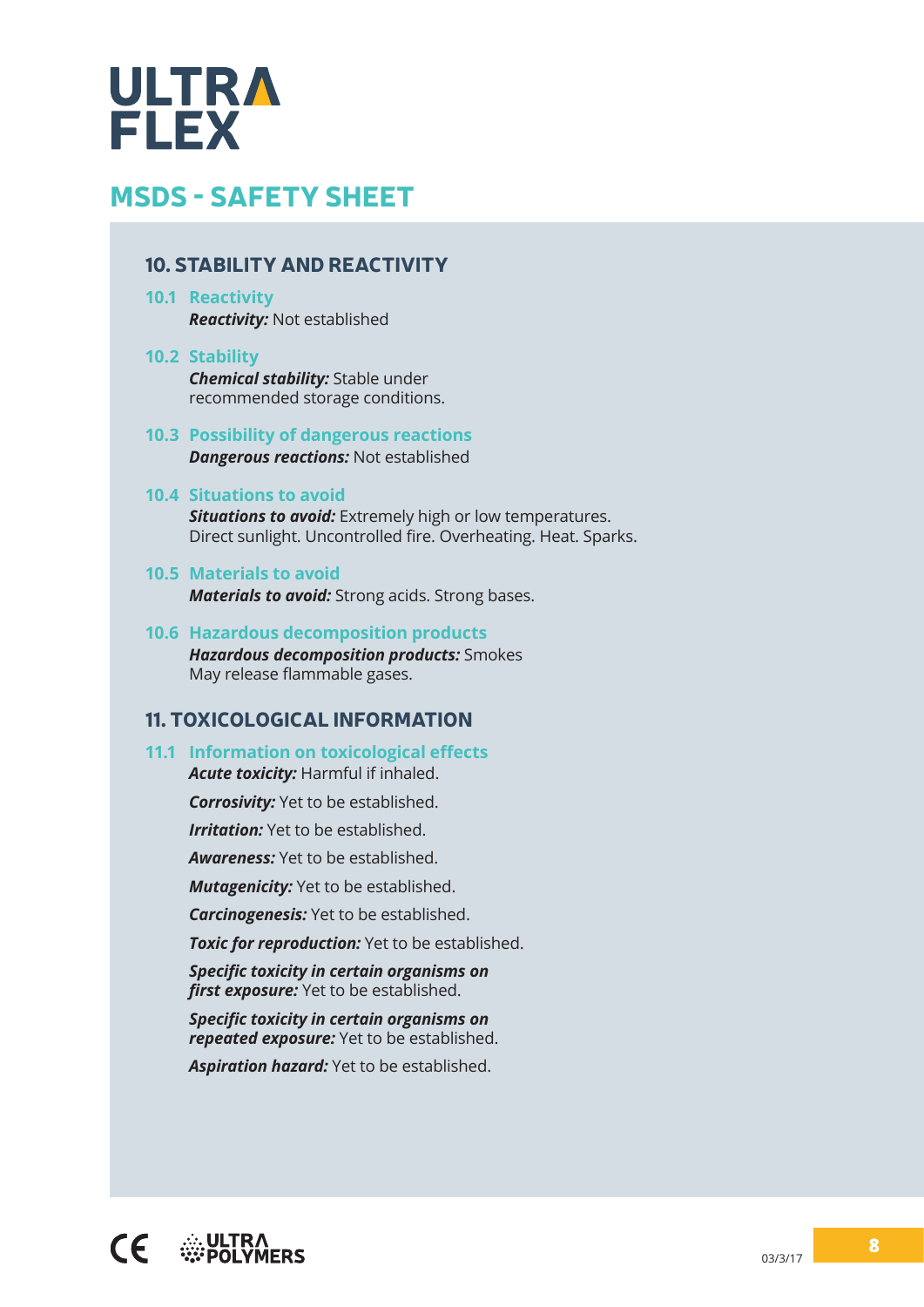# ULTRA FLEX

## MSDS - SAFETY SHEET

### 10. STABILITY AND REACTIVITY

#### 10.1 Reactivity

***Reactivity:*** Not established

#### 10.2 Stability

***Chemical stability:*** Stable under recommended storage conditions.

#### 10.3 Possibility of dangerous reactions

***Dangerous reactions:*** Not established

#### 10.4 Situations to avoid

***Situations to avoid:*** Extremely high or low temperatures. Direct sunlight. Uncontrolled fire. Overheating. Heat. Sparks.

#### 10.5 Materials to avoid

***Materials to avoid:*** Strong acids. Strong bases.

#### 10.6 Hazardous decomposition products

***Hazardous decomposition products:*** Smokes
May release flammable gases.

### 11. TOXICOLOGICAL INFORMATION

#### 11.1 Information on toxicological effects

***Acute toxicity:*** Harmful if inhaled.

***Corrosivity:*** Yet to be established.

***Irritation:*** Yet to be established.

***Awareness:*** Yet to be established.

***Mutagenicity:*** Yet to be established.

***Carcinogenesis:*** Yet to be established.

***Toxic for reproduction:*** Yet to be established.

***Specific toxicity in certain organisms on first exposure:*** Yet to be established.

***Specific toxicity in certain organisms on repeated exposure:*** Yet to be established.

***Aspiration hazard:*** Yet to be established.

CE ULTRA POLYMERS

03/3/17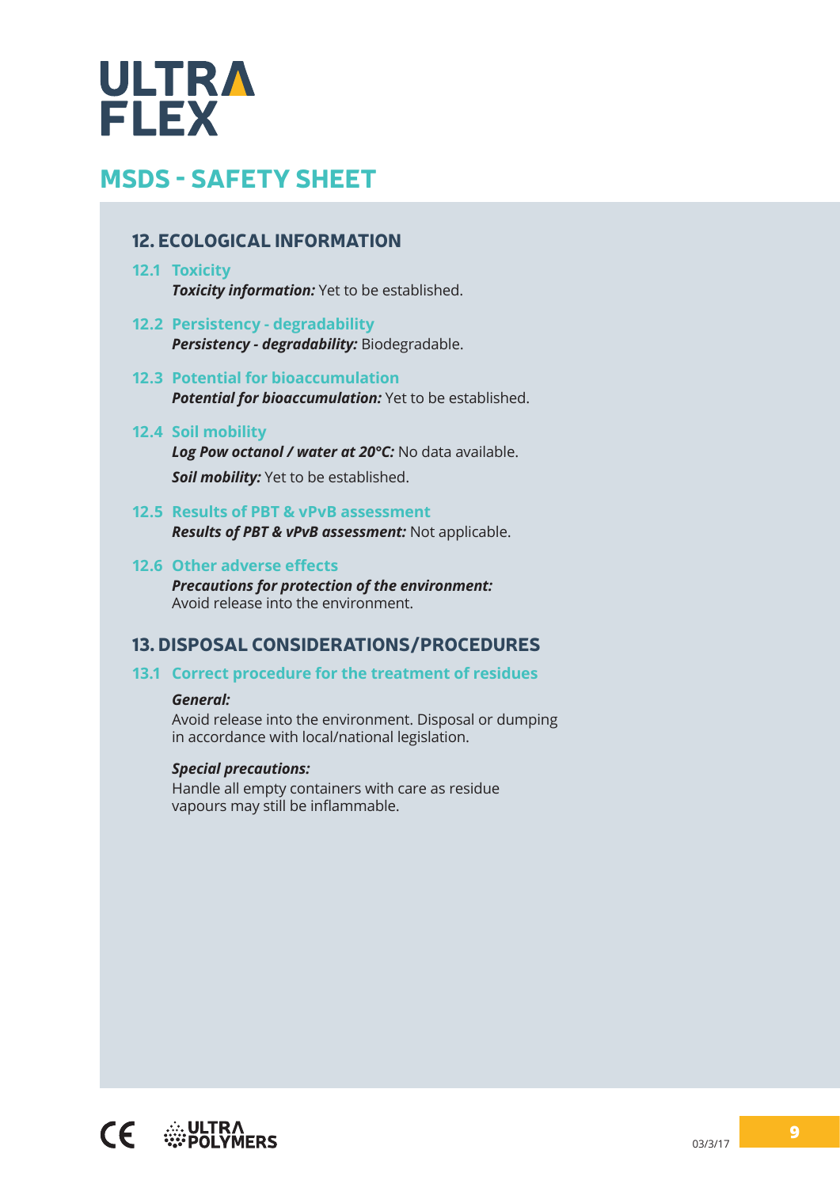# ULTRA FLEX

## MSDS - SAFETY SHEET

### 12. ECOLOGICAL INFORMATION

#### 12.1 Toxicity

***Toxicity information:*** Yet to be established.

#### 12.2 Persistency - degradability

***Persistency - degradability:*** Biodegradable.

#### 12.3 Potential for bioaccumulation

***Potential for bioaccumulation:*** Yet to be established.

#### 12.4 Soil mobility

***Log Pow octanol / water at 20°C:*** No data available.

***Soil mobility:*** Yet to be established.

#### 12.5 Results of PBT & vPvB assessment

***Results of PBT & vPvB assessment:*** Not applicable.

#### 12.6 Other adverse effects

***Precautions for protection of the environment:***
Avoid release into the environment.

### 13. DISPOSAL CONSIDERATIONS/PROCEDURES

#### 13.1 Correct procedure for the treatment of residues

***General:***

Avoid release into the environment. Disposal or dumping in accordance with local/national legislation.

***Special precautions:***

Handle all empty containers with care as residue vapours may still be inflammable.

03/3/17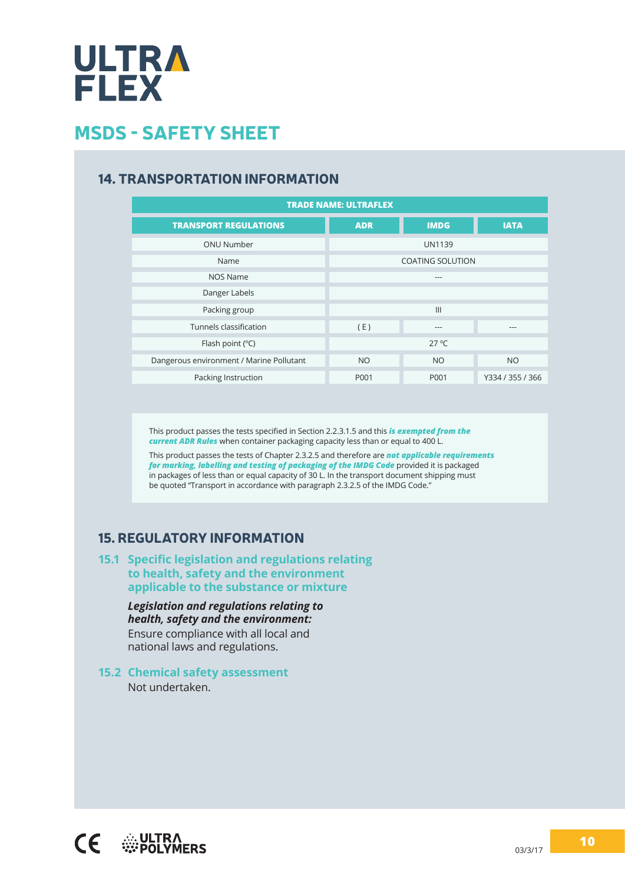# ULTRA FLEX

## MSDS - SAFETY SHEET

### 14. TRANSPORTATION INFORMATION

| TRADE NAME: ULTRAFLEX | | | |
|---|---|---|---|
| **TRANSPORT REGULATIONS** | **ADR** | **IMDG** | **IATA** |
| ONU Number | UN1139 | | |
| Name | COATING SOLUTION | | |
| NOS Name | --- | | |
| Danger Labels | | | |
| Packing group | III | | |
| Tunnels classification | ( E ) | --- | --- |
| Flash point (ºC) | 27 ºC | | |
| Dangerous environment / Marine Pollutant | NO | NO | NO |
| Packing Instruction | P001 | P001 | Y334 / 355 / 366 |

This product passes the tests specified in Section 2.2.3.1.5 and this ***is exempted from the current ADR Rules*** when container packaging capacity less than or equal to 400 L.

This product passes the tests of Chapter 2.3.2.5 and therefore are ***not applicable requirements for marking, labelling and testing of packaging of the IMDG Code*** provided it is packaged in packages of less than or equal capacity of 30 L. In the transport document shipping must be quoted "Transport in accordance with paragraph 2.3.2.5 of the IMDG Code."

### 15. REGULATORY INFORMATION

#### 15.1 Specific legislation and regulations relating to health, safety and the environment applicable to the substance or mixture

***Legislation and regulations relating to health, safety and the environment:***
Ensure compliance with all local and national laws and regulations.

#### 15.2 Chemical safety assessment

Not undertaken.

ULTRA POLYMERS

03/3/17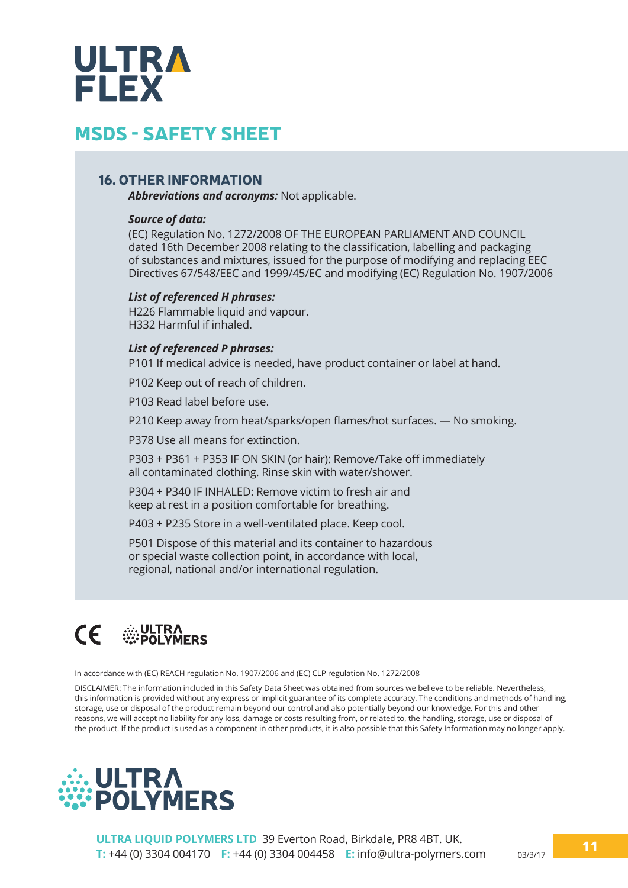# ULTRA FLEX

## MSDS - SAFETY SHEET

### 16. OTHER INFORMATION

***Abbreviations and acronyms:*** Not applicable.

***Source of data:***
(EC) Regulation No. 1272/2008 OF THE EUROPEAN PARLIAMENT AND COUNCIL dated 16th December 2008 relating to the classification, labelling and packaging of substances and mixtures, issued for the purpose of modifying and replacing EEC Directives 67/548/EEC and 1999/45/EC and modifying (EC) Regulation No. 1907/2006

***List of referenced H phrases:***
H226 Flammable liquid and vapour.
H332 Harmful if inhaled.

***List of referenced P phrases:***

P101 If medical advice is needed, have product container or label at hand.

P102 Keep out of reach of children.

P103 Read label before use.

P210 Keep away from heat/sparks/open flames/hot surfaces. — No smoking.

P378 Use all means for extinction.

P303 + P361 + P353 IF ON SKIN (or hair): Remove/Take off immediately all contaminated clothing. Rinse skin with water/shower.

P304 + P340 IF INHALED: Remove victim to fresh air and keep at rest in a position comfortable for breathing.

P403 + P235 Store in a well-ventilated place. Keep cool.

P501 Dispose of this material and its container to hazardous or special waste collection point, in accordance with local, regional, national and/or international regulation.

CE ULTRA POLYMERS

In accordance with (EC) REACH regulation No. 1907/2006 and (EC) CLP regulation No. 1272/2008

DISCLAIMER: The information included in this Safety Data Sheet was obtained from sources we believe to be reliable. Nevertheless, this information is provided without any express or implicit guarantee of its complete accuracy. The conditions and methods of handling, storage, use or disposal of the product remain beyond our control and also potentially beyond our knowledge. For this and other reasons, we will accept no liability for any loss, damage or costs resulting from, or related to, the handling, storage, use or disposal of the product. If the product is used as a component in other products, it is also possible that this Safety Information may no longer apply.

ULTRA POLYMERS

**ULTRA LIQUID POLYMERS LTD** 39 Everton Road, Birkdale, PR8 4BT. UK.
**T:** +44 (0) 3304 004170 **F:** +44 (0) 3304 004458 **E:** info@ultra-polymers.com

03/3/17